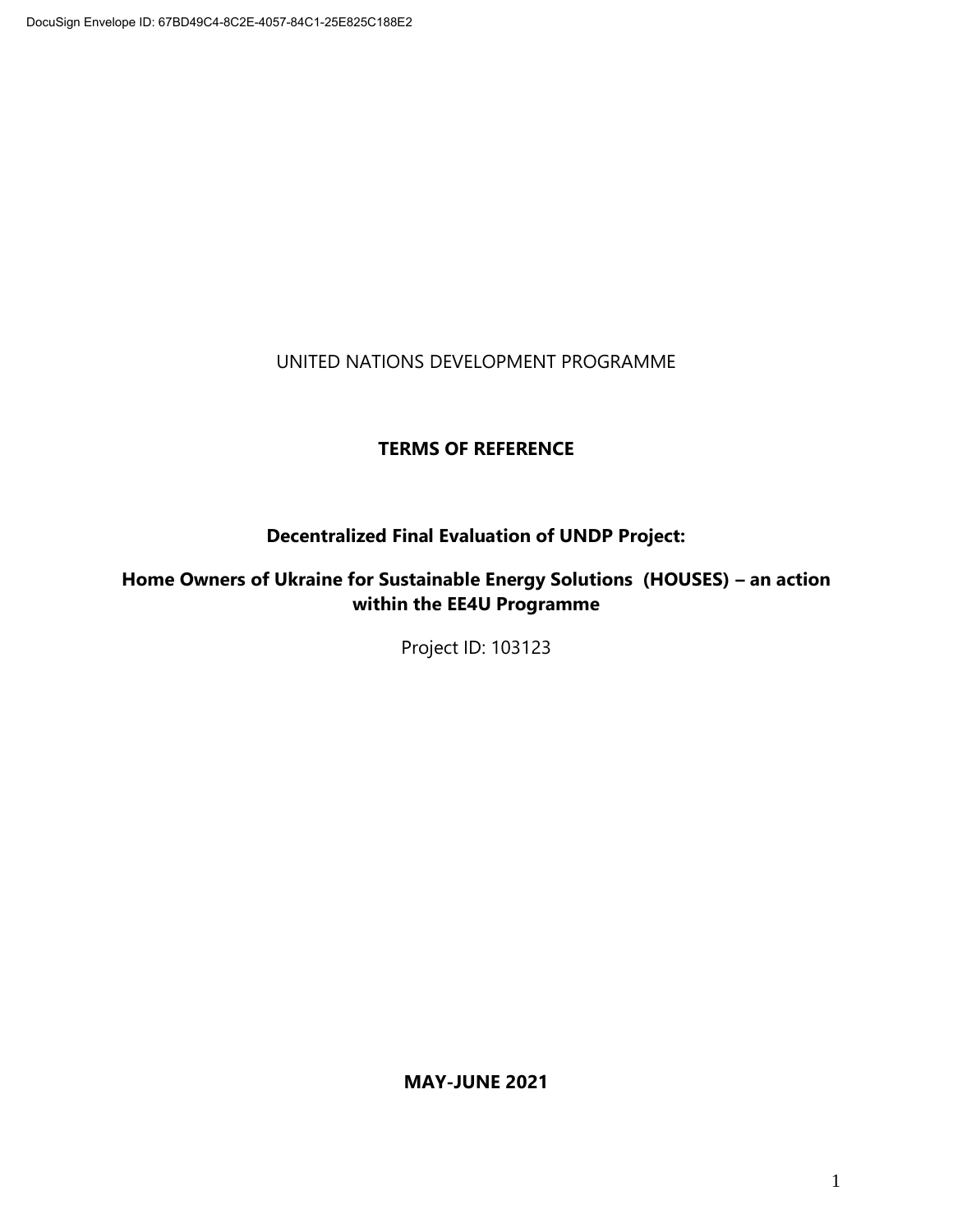DocuSign Envelope ID: 67BD49C4-8C2E-4057-84C1-25E825C188E2

UNITED NATIONS DEVELOPMENT PROGRAMME

# TERMS OF REFERENCE

## Decentralized Final Evaluation of UNDP Project:

## Home Owners of Ukraine for Sustainable Energy Solutions (HOUSES) – an action within the EE4U Programme

Project ID: 103123

**MAY-JUNE 2021**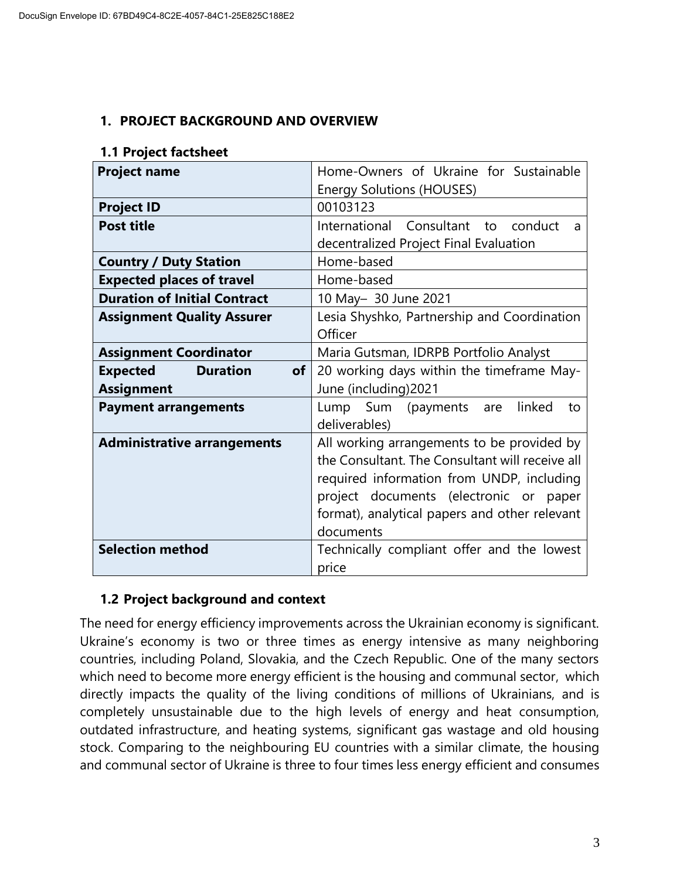## 1. PROJECT BACKGROUND AND OVERVIEW

### 1.1 Project factsheet

| Project name | Home-Owners of Ukraine for Sustainable Energy Solutions (HOUSES) |
|---|---|
| **Project ID** | 00103123 |
| **Post title** | International Consultant to conduct a decentralized Project Final Evaluation |
| **Country / Duty Station** | Home-based |
| **Expected places of travel** | Home-based |
| **Duration of Initial Contract** | 10 May– 30 June 2021 |
| **Assignment Quality Assurer** | Lesia Shyshko, Partnership and Coordination Officer |
| **Assignment Coordinator** | Maria Gutsman, IDRPB Portfolio Analyst |
| **Expected Duration of Assignment** | 20 working days within the timeframe May-June (including)2021 |
| **Payment arrangements** | Lump Sum (payments are linked to deliverables) |
| **Administrative arrangements** | All working arrangements to be provided by the Consultant. The Consultant will receive all required information from UNDP, including project documents (electronic or paper format), analytical papers and other relevant documents |
| **Selection method** | Technically compliant offer and the lowest price |

### 1.2 Project background and context

The need for energy efficiency improvements across the Ukrainian economy is significant. Ukraine's economy is two or three times as energy intensive as many neighboring countries, including Poland, Slovakia, and the Czech Republic. One of the many sectors which need to become more energy efficient is the housing and communal sector, which directly impacts the quality of the living conditions of millions of Ukrainians, and is completely unsustainable due to the high levels of energy and heat consumption, outdated infrastructure, and heating systems, significant gas wastage and old housing stock. Comparing to the neighbouring EU countries with a similar climate, the housing and communal sector of Ukraine is three to four times less energy efficient and consumes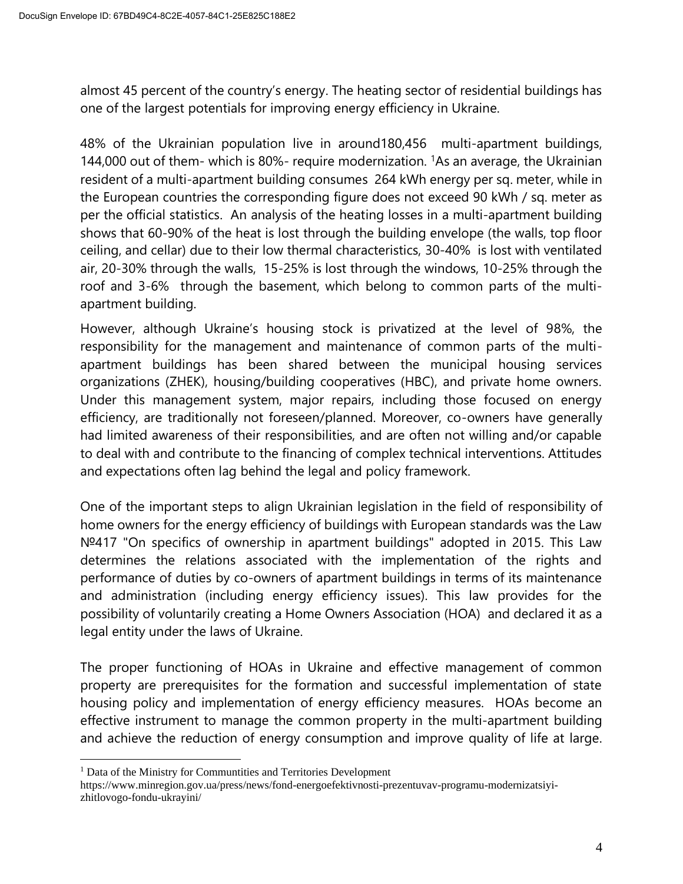almost 45 percent of the country's energy. The heating sector of residential buildings has one of the largest potentials for improving energy efficiency in Ukraine.

48% of the Ukrainian population live in around180,456 multi-apartment buildings, 144,000 out of them- which is 80%- require modernization. [1]As an average, the Ukrainian resident of a multi-apartment building consumes 264 kWh energy per sq. meter, while in the European countries the corresponding figure does not exceed 90 kWh / sq. meter as per the official statistics. An analysis of the heating losses in a multi-apartment building shows that 60-90% of the heat is lost through the building envelope (the walls, top floor ceiling, and cellar) due to their low thermal characteristics, 30-40% is lost with ventilated air, 20-30% through the walls, 15-25% is lost through the windows, 10-25% through the roof and 3-6% through the basement, which belong to common parts of the multi-apartment building.

However, although Ukraine's housing stock is privatized at the level of 98%, the responsibility for the management and maintenance of common parts of the multi-apartment buildings has been shared between the municipal housing services organizations (ZHEK), housing/building cooperatives (HBC), and private home owners. Under this management system, major repairs, including those focused on energy efficiency, are traditionally not foreseen/planned. Moreover, co-owners have generally had limited awareness of their responsibilities, and are often not willing and/or capable to deal with and contribute to the financing of complex technical interventions. Attitudes and expectations often lag behind the legal and policy framework.

One of the important steps to align Ukrainian legislation in the field of responsibility of home owners for the energy efficiency of buildings with European standards was the Law №417 "On specifics of ownership in apartment buildings" adopted in 2015. This Law determines the relations associated with the implementation of the rights and performance of duties by co-owners of apartment buildings in terms of its maintenance and administration (including energy efficiency issues). This law provides for the possibility of voluntarily creating a Home Owners Association (HOA) and declared it as a legal entity under the laws of Ukraine.

The proper functioning of HOAs in Ukraine and effective management of common property are prerequisites for the formation and successful implementation of state housing policy and implementation of energy efficiency measures. HOAs become an effective instrument to manage the common property in the multi-apartment building and achieve the reduction of energy consumption and improve quality of life at large.

---

[1] Data of the Ministry for Communtities and Territories Development https://www.minregion.gov.ua/press/news/fond-energoefektivnosti-prezentuvav-programu-modernizatsiyi-zhitlovogo-fondu-ukrayini/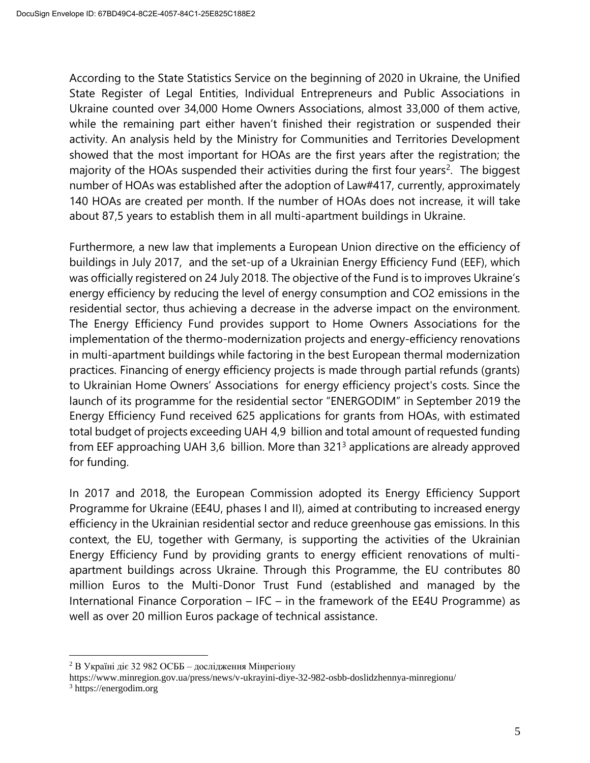According to the State Statistics Service on the beginning of 2020 in Ukraine, the Unified State Register of Legal Entities, Individual Entrepreneurs and Public Associations in Ukraine counted over 34,000 Home Owners Associations, almost 33,000 of them active, while the remaining part either haven't finished their registration or suspended their activity. An analysis held by the Ministry for Communities and Territories Development showed that the most important for HOAs are the first years after the registration; the majority of the HOAs suspended their activities during the first four years[2]. The biggest number of HOAs was established after the adoption of Law#417, currently, approximately 140 HOAs are created per month. If the number of HOAs does not increase, it will take about 87,5 years to establish them in all multi-apartment buildings in Ukraine.

Furthermore, a new law that implements a European Union directive on the efficiency of buildings in July 2017, and the set-up of a Ukrainian Energy Efficiency Fund (EEF), which was officially registered on 24 July 2018. The objective of the Fund is to improves Ukraine's energy efficiency by reducing the level of energy consumption and CO2 emissions in the residential sector, thus achieving a decrease in the adverse impact on the environment. The Energy Efficiency Fund provides support to Home Owners Associations for the implementation of the thermo-modernization projects and energy-efficiency renovations in multi-apartment buildings while factoring in the best European thermal modernization practices. Financing of energy efficiency projects is made through partial refunds (grants) to Ukrainian Home Owners' Associations for energy efficiency project's costs. Since the launch of its programme for the residential sector "ENERGODIM" in September 2019 the Energy Efficiency Fund received 625 applications for grants from HOAs, with estimated total budget of projects exceeding UAH 4,9 billion and total amount of requested funding from EEF approaching UAH 3,6 billion. More than 321[3] applications are already approved for funding.

In 2017 and 2018, the European Commission adopted its Energy Efficiency Support Programme for Ukraine (EE4U, phases I and II), aimed at contributing to increased energy efficiency in the Ukrainian residential sector and reduce greenhouse gas emissions. In this context, the EU, together with Germany, is supporting the activities of the Ukrainian Energy Efficiency Fund by providing grants to energy efficient renovations of multi-apartment buildings across Ukraine. Through this Programme, the EU contributes 80 million Euros to the Multi-Donor Trust Fund (established and managed by the International Finance Corporation – IFC – in the framework of the EE4U Programme) as well as over 20 million Euros package of technical assistance.

---

[2] В Україні діє 32 982 ОСББ – дослідження Мінрегіону https://www.minregion.gov.ua/press/news/v-ukrayini-diye-32-982-osbb-doslidzhennya-minregionu/

[3] https://energodim.org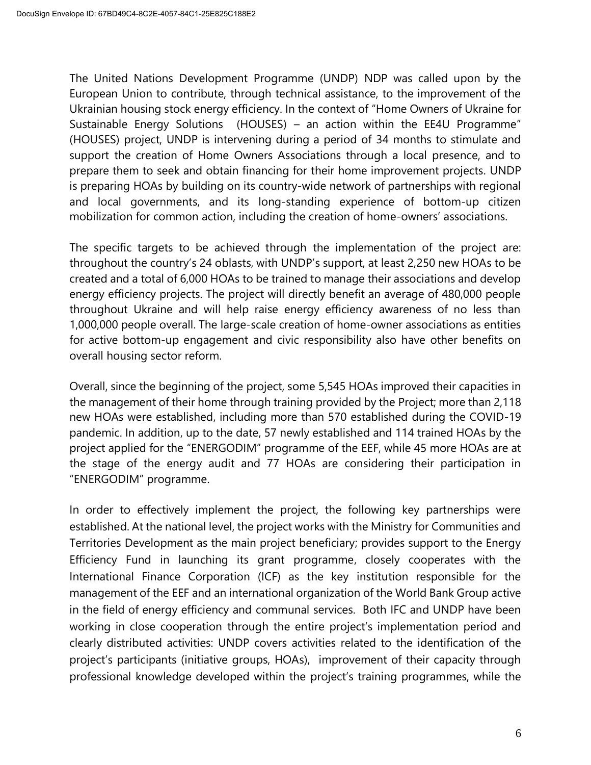The United Nations Development Programme (UNDP) NDP was called upon by the European Union to contribute, through technical assistance, to the improvement of the Ukrainian housing stock energy efficiency. In the context of "Home Owners of Ukraine for Sustainable Energy Solutions (HOUSES) – an action within the EE4U Programme" (HOUSES) project, UNDP is intervening during a period of 34 months to stimulate and support the creation of Home Owners Associations through a local presence, and to prepare them to seek and obtain financing for their home improvement projects. UNDP is preparing HOAs by building on its country-wide network of partnerships with regional and local governments, and its long-standing experience of bottom-up citizen mobilization for common action, including the creation of home-owners' associations.

The specific targets to be achieved through the implementation of the project are: throughout the country's 24 oblasts, with UNDP's support, at least 2,250 new HOAs to be created and a total of 6,000 HOAs to be trained to manage their associations and develop energy efficiency projects. The project will directly benefit an average of 480,000 people throughout Ukraine and will help raise energy efficiency awareness of no less than 1,000,000 people overall. The large-scale creation of home-owner associations as entities for active bottom-up engagement and civic responsibility also have other benefits on overall housing sector reform.

Overall, since the beginning of the project, some 5,545 HOAs improved their capacities in the management of their home through training provided by the Project; more than 2,118 new HOAs were established, including more than 570 established during the COVID-19 pandemic. In addition, up to the date, 57 newly established and 114 trained HOAs by the project applied for the "ENERGODIM" programme of the EEF, while 45 more HOAs are at the stage of the energy audit and 77 HOAs are considering their participation in "ENERGODIM" programme.

In order to effectively implement the project, the following key partnerships were established. At the national level, the project works with the Ministry for Communities and Territories Development as the main project beneficiary; provides support to the Energy Efficiency Fund in launching its grant programme, closely cooperates with the International Finance Corporation (ICF) as the key institution responsible for the management of the EEF and an international organization of the World Bank Group active in the field of energy efficiency and communal services. Both IFC and UNDP have been working in close cooperation through the entire project's implementation period and clearly distributed activities: UNDP covers activities related to the identification of the project's participants (initiative groups, HOAs), improvement of their capacity through professional knowledge developed within the project's training programmes, while the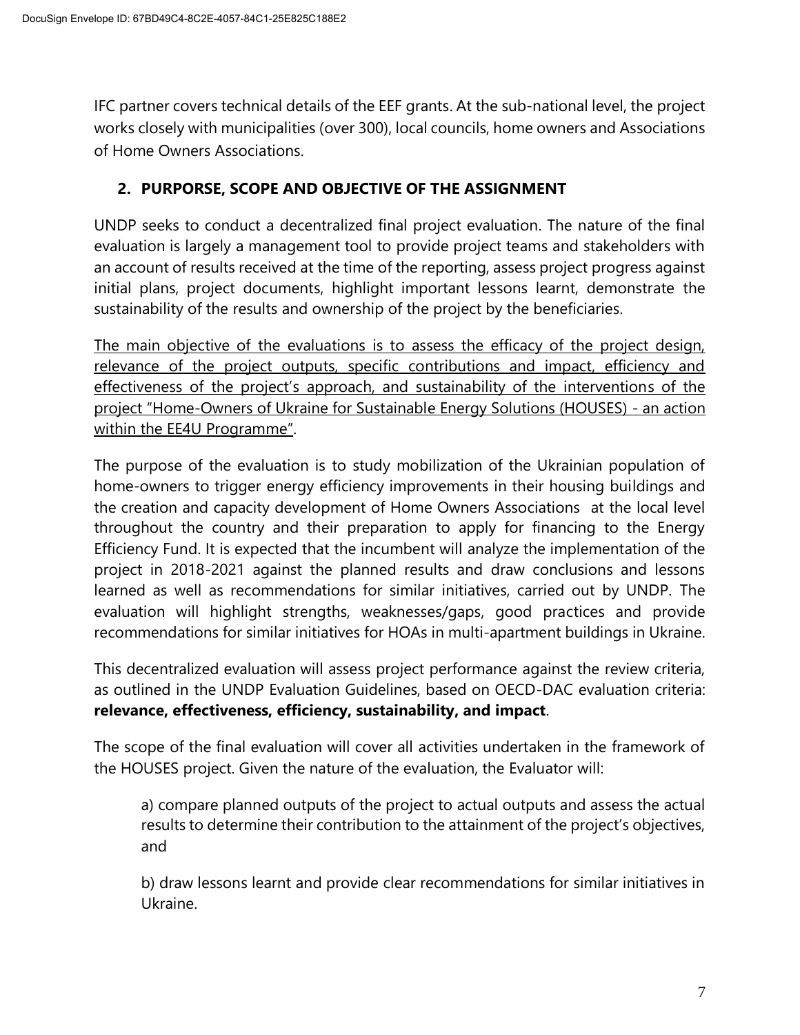IFC partner covers technical details of the EEF grants. At the sub-national level, the project works closely with municipalities (over 300), local councils, home owners and Associations of Home Owners Associations.

## 2. PURPORSE, SCOPE AND OBJECTIVE OF THE ASSIGNMENT

UNDP seeks to conduct a decentralized final project evaluation. The nature of the final evaluation is largely a management tool to provide project teams and stakeholders with an account of results received at the time of the reporting, assess project progress against initial plans, project documents, highlight important lessons learnt, demonstrate the sustainability of the results and ownership of the project by the beneficiaries.

<u>The main objective of the evaluations is to assess the efficacy of the project design, relevance of the project outputs, specific contributions and impact, efficiency and effectiveness of the project's approach, and sustainability of the interventions of the project "Home-Owners of Ukraine for Sustainable Energy Solutions (HOUSES) - an action within the EE4U Programme".</u>

The purpose of the evaluation is to study mobilization of the Ukrainian population of home-owners to trigger energy efficiency improvements in their housing buildings and the creation and capacity development of Home Owners Associations at the local level throughout the country and their preparation to apply for financing to the Energy Efficiency Fund. It is expected that the incumbent will analyze the implementation of the project in 2018-2021 against the planned results and draw conclusions and lessons learned as well as recommendations for similar initiatives, carried out by UNDP. The evaluation will highlight strengths, weaknesses/gaps, good practices and provide recommendations for similar initiatives for HOAs in multi-apartment buildings in Ukraine.

This decentralized evaluation will assess project performance against the review criteria, as outlined in the UNDP Evaluation Guidelines, based on OECD-DAC evaluation criteria: **relevance, effectiveness, efficiency, sustainability, and impact**.

The scope of the final evaluation will cover all activities undertaken in the framework of the HOUSES project. Given the nature of the evaluation, the Evaluator will:

a) compare planned outputs of the project to actual outputs and assess the actual results to determine their contribution to the attainment of the project's objectives, and

b) draw lessons learnt and provide clear recommendations for similar initiatives in Ukraine.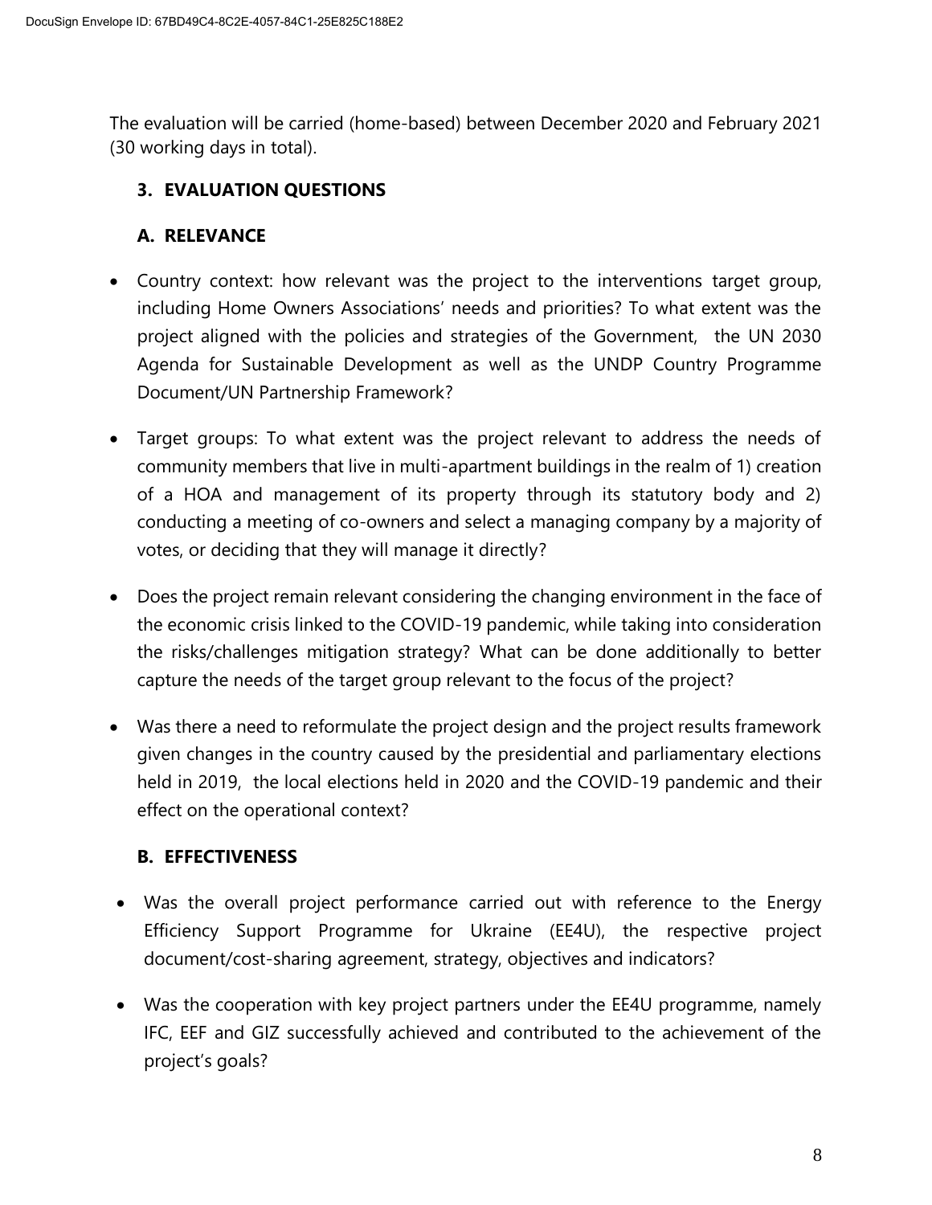The evaluation will be carried (home-based) between December 2020 and February 2021 (30 working days in total).

## 3. EVALUATION QUESTIONS

### A. RELEVANCE

- Country context: how relevant was the project to the interventions target group, including Home Owners Associations' needs and priorities? To what extent was the project aligned with the policies and strategies of the Government, the UN 2030 Agenda for Sustainable Development as well as the UNDP Country Programme Document/UN Partnership Framework?
- Target groups: To what extent was the project relevant to address the needs of community members that live in multi-apartment buildings in the realm of 1) creation of a HOA and management of its property through its statutory body and 2) conducting a meeting of co-owners and select a managing company by a majority of votes, or deciding that they will manage it directly?
- Does the project remain relevant considering the changing environment in the face of the economic crisis linked to the COVID-19 pandemic, while taking into consideration the risks/challenges mitigation strategy? What can be done additionally to better capture the needs of the target group relevant to the focus of the project?
- Was there a need to reformulate the project design and the project results framework given changes in the country caused by the presidential and parliamentary elections held in 2019, the local elections held in 2020 and the COVID-19 pandemic and their effect on the operational context?

### B. EFFECTIVENESS

- Was the overall project performance carried out with reference to the Energy Efficiency Support Programme for Ukraine (EE4U), the respective project document/cost-sharing agreement, strategy, objectives and indicators?
- Was the cooperation with key project partners under the EE4U programme, namely IFC, EEF and GIZ successfully achieved and contributed to the achievement of the project's goals?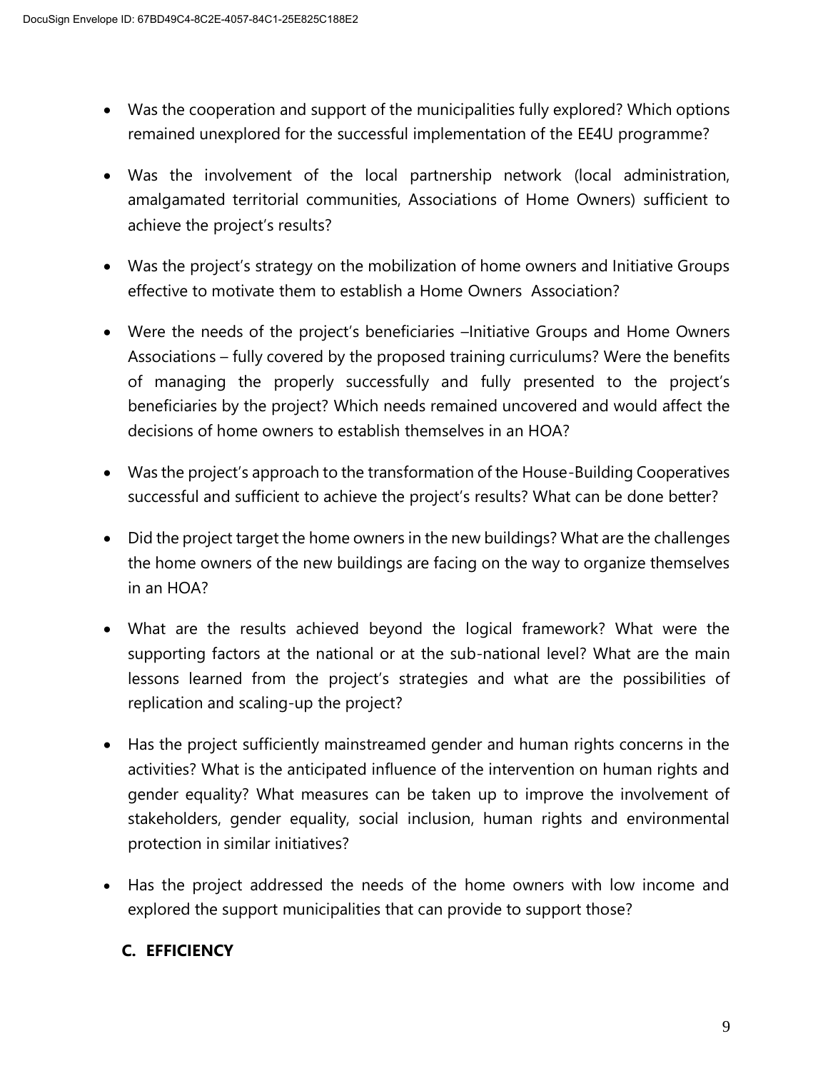- Was the cooperation and support of the municipalities fully explored? Which options remained unexplored for the successful implementation of the EE4U programme?
- Was the involvement of the local partnership network (local administration, amalgamated territorial communities, Associations of Home Owners) sufficient to achieve the project's results?
- Was the project's strategy on the mobilization of home owners and Initiative Groups effective to motivate them to establish a Home Owners Association?
- Were the needs of the project's beneficiaries –Initiative Groups and Home Owners Associations – fully covered by the proposed training curriculums? Were the benefits of managing the properly successfully and fully presented to the project's beneficiaries by the project? Which needs remained uncovered and would affect the decisions of home owners to establish themselves in an HOA?
- Was the project's approach to the transformation of the House-Building Cooperatives successful and sufficient to achieve the project's results? What can be done better?
- Did the project target the home owners in the new buildings? What are the challenges the home owners of the new buildings are facing on the way to organize themselves in an HOA?
- What are the results achieved beyond the logical framework? What were the supporting factors at the national or at the sub-national level? What are the main lessons learned from the project's strategies and what are the possibilities of replication and scaling-up the project?
- Has the project sufficiently mainstreamed gender and human rights concerns in the activities? What is the anticipated influence of the intervention on human rights and gender equality? What measures can be taken up to improve the involvement of stakeholders, gender equality, social inclusion, human rights and environmental protection in similar initiatives?
- Has the project addressed the needs of the home owners with low income and explored the support municipalities that can provide to support those?

## C. EFFICIENCY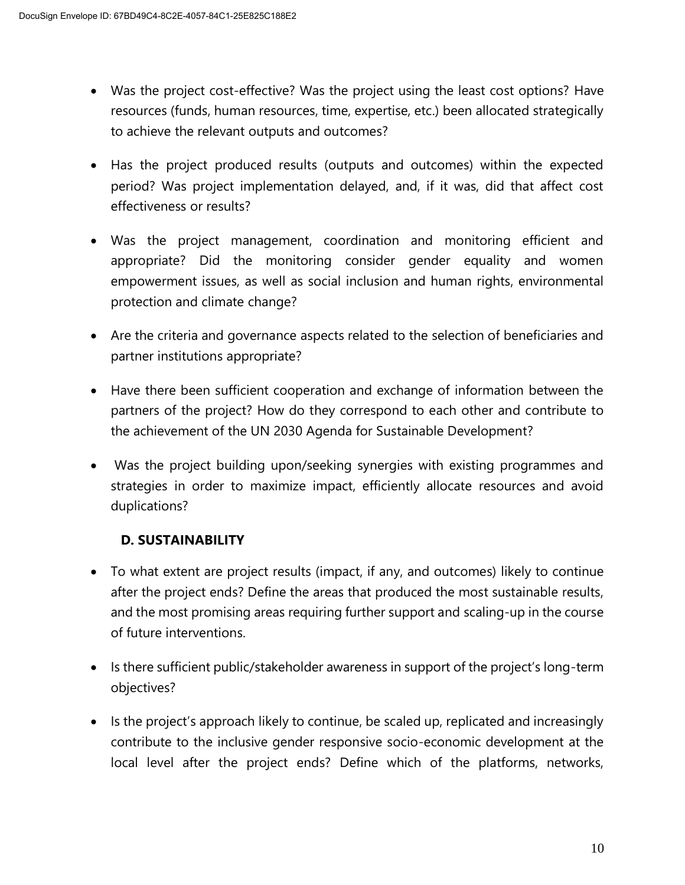- Was the project cost-effective? Was the project using the least cost options? Have resources (funds, human resources, time, expertise, etc.) been allocated strategically to achieve the relevant outputs and outcomes?

- Has the project produced results (outputs and outcomes) within the expected period? Was project implementation delayed, and, if it was, did that affect cost effectiveness or results?

- Was the project management, coordination and monitoring efficient and appropriate? Did the monitoring consider gender equality and women empowerment issues, as well as social inclusion and human rights, environmental protection and climate change?

- Are the criteria and governance aspects related to the selection of beneficiaries and partner institutions appropriate?

- Have there been sufficient cooperation and exchange of information between the partners of the project? How do they correspond to each other and contribute to the achievement of the UN 2030 Agenda for Sustainable Development?

- Was the project building upon/seeking synergies with existing programmes and strategies in order to maximize impact, efficiently allocate resources and avoid duplications?

### D. SUSTAINABILITY

- To what extent are project results (impact, if any, and outcomes) likely to continue after the project ends? Define the areas that produced the most sustainable results, and the most promising areas requiring further support and scaling-up in the course of future interventions.

- Is there sufficient public/stakeholder awareness in support of the project's long-term objectives?

- Is the project's approach likely to continue, be scaled up, replicated and increasingly contribute to the inclusive gender responsive socio-economic development at the local level after the project ends? Define which of the platforms, networks,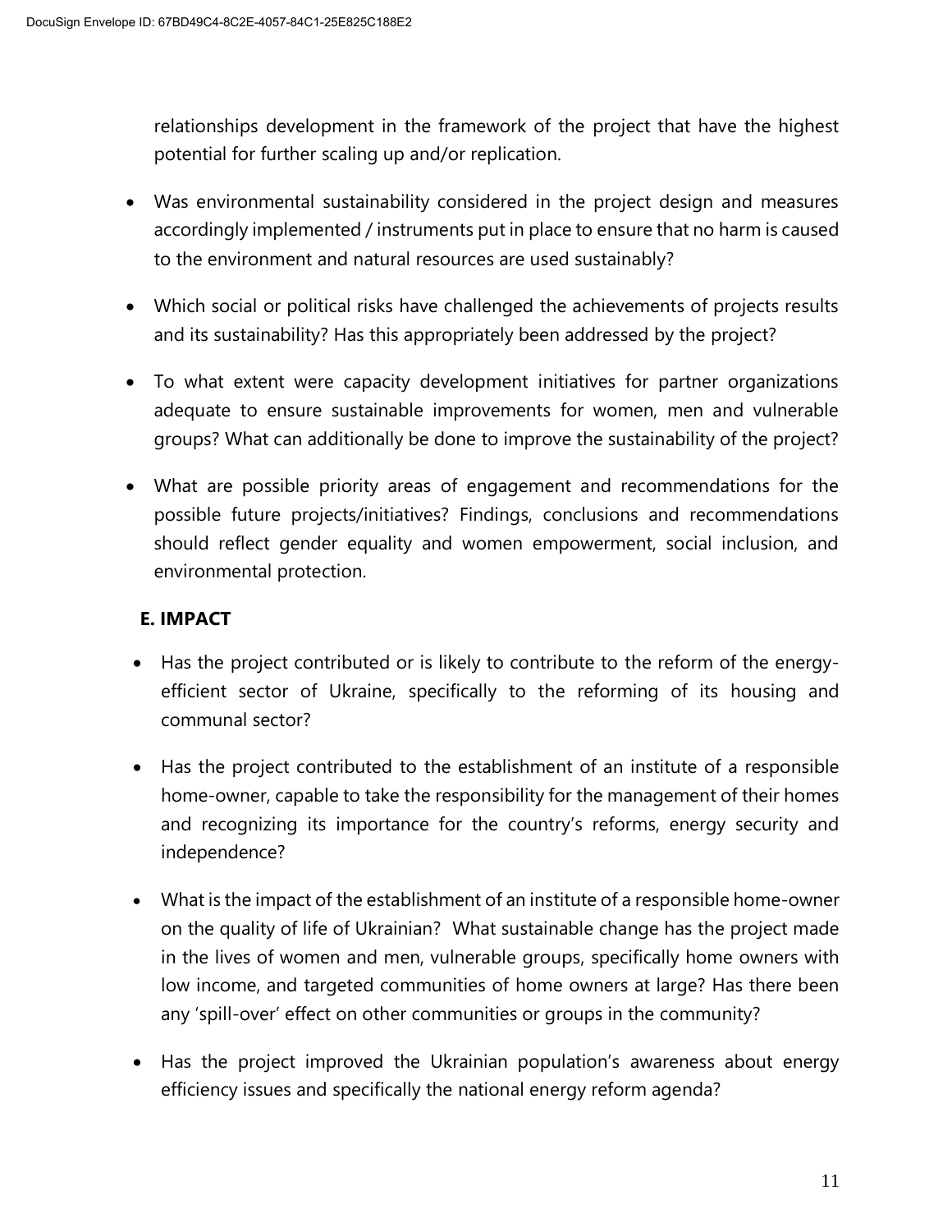relationships development in the framework of the project that have the highest potential for further scaling up and/or replication.

- Was environmental sustainability considered in the project design and measures accordingly implemented / instruments put in place to ensure that no harm is caused to the environment and natural resources are used sustainably?
- Which social or political risks have challenged the achievements of projects results and its sustainability? Has this appropriately been addressed by the project?
- To what extent were capacity development initiatives for partner organizations adequate to ensure sustainable improvements for women, men and vulnerable groups? What can additionally be done to improve the sustainability of the project?
- What are possible priority areas of engagement and recommendations for the possible future projects/initiatives? Findings, conclusions and recommendations should reflect gender equality and women empowerment, social inclusion, and environmental protection.

**E. IMPACT**

- Has the project contributed or is likely to contribute to the reform of the energy-efficient sector of Ukraine, specifically to the reforming of its housing and communal sector?
- Has the project contributed to the establishment of an institute of a responsible home-owner, capable to take the responsibility for the management of their homes and recognizing its importance for the country's reforms, energy security and independence?
- What is the impact of the establishment of an institute of a responsible home-owner on the quality of life of Ukrainian? What sustainable change has the project made in the lives of women and men, vulnerable groups, specifically home owners with low income, and targeted communities of home owners at large? Has there been any 'spill-over' effect on other communities or groups in the community?
- Has the project improved the Ukrainian population's awareness about energy efficiency issues and specifically the national energy reform agenda?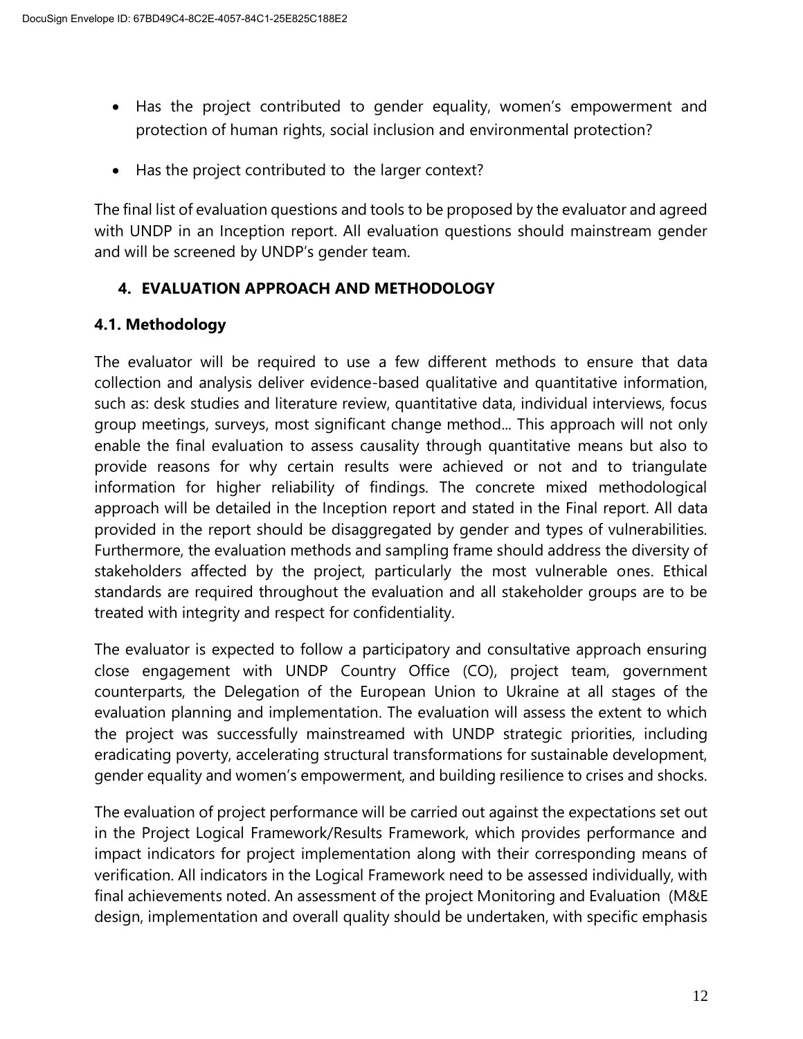- Has the project contributed to gender equality, women's empowerment and protection of human rights, social inclusion and environmental protection?
- Has the project contributed to the larger context?

The final list of evaluation questions and tools to be proposed by the evaluator and agreed with UNDP in an Inception report. All evaluation questions should mainstream gender and will be screened by UNDP's gender team.

## 4. EVALUATION APPROACH AND METHODOLOGY

### 4.1. Methodology

The evaluator will be required to use a few different methods to ensure that data collection and analysis deliver evidence-based qualitative and quantitative information, such as: desk studies and literature review, quantitative data, individual interviews, focus group meetings, surveys, most significant change method... This approach will not only enable the final evaluation to assess causality through quantitative means but also to provide reasons for why certain results were achieved or not and to triangulate information for higher reliability of findings. The concrete mixed methodological approach will be detailed in the Inception report and stated in the Final report. All data provided in the report should be disaggregated by gender and types of vulnerabilities. Furthermore, the evaluation methods and sampling frame should address the diversity of stakeholders affected by the project, particularly the most vulnerable ones. Ethical standards are required throughout the evaluation and all stakeholder groups are to be treated with integrity and respect for confidentiality.

The evaluator is expected to follow a participatory and consultative approach ensuring close engagement with UNDP Country Office (CO), project team, government counterparts, the Delegation of the European Union to Ukraine at all stages of the evaluation planning and implementation. The evaluation will assess the extent to which the project was successfully mainstreamed with UNDP strategic priorities, including eradicating poverty, accelerating structural transformations for sustainable development, gender equality and women's empowerment, and building resilience to crises and shocks.

The evaluation of project performance will be carried out against the expectations set out in the Project Logical Framework/Results Framework, which provides performance and impact indicators for project implementation along with their corresponding means of verification. All indicators in the Logical Framework need to be assessed individually, with final achievements noted. An assessment of the project Monitoring and Evaluation (M&E design, implementation and overall quality should be undertaken, with specific emphasis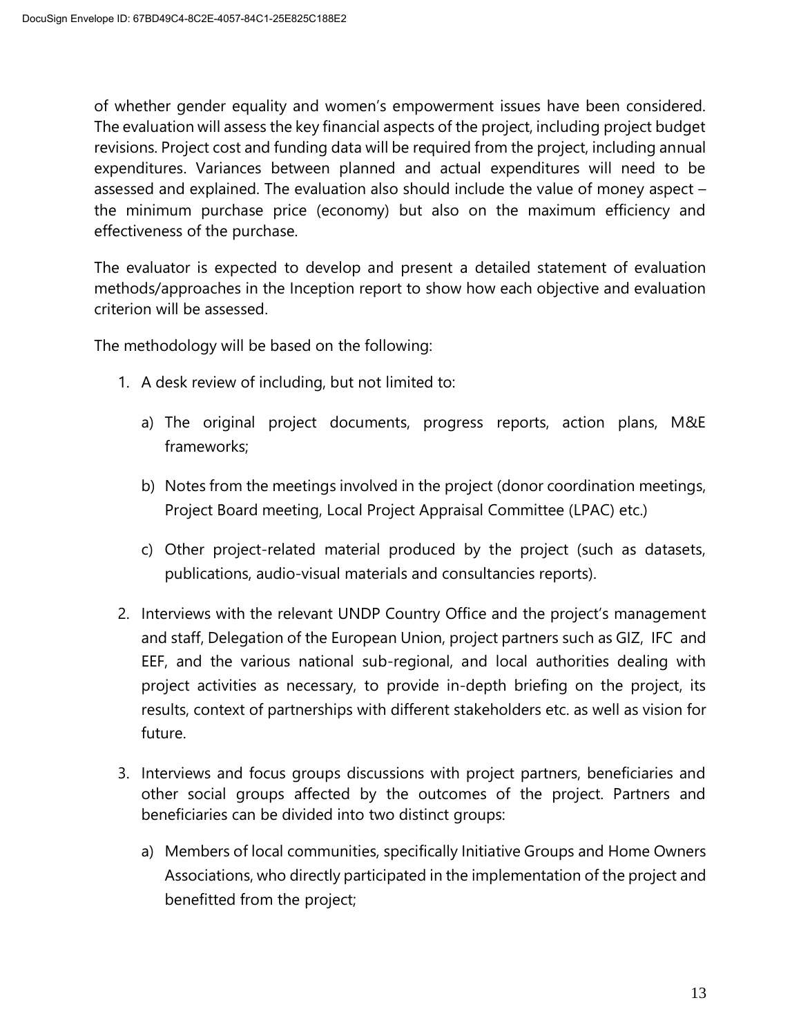of whether gender equality and women's empowerment issues have been considered. The evaluation will assess the key financial aspects of the project, including project budget revisions. Project cost and funding data will be required from the project, including annual expenditures. Variances between planned and actual expenditures will need to be assessed and explained. The evaluation also should include the value of money aspect – the minimum purchase price (economy) but also on the maximum efficiency and effectiveness of the purchase.

The evaluator is expected to develop and present a detailed statement of evaluation methods/approaches in the Inception report to show how each objective and evaluation criterion will be assessed.

The methodology will be based on the following:

1. A desk review of including, but not limited to:

   a) The original project documents, progress reports, action plans, M&E frameworks;

   b) Notes from the meetings involved in the project (donor coordination meetings, Project Board meeting, Local Project Appraisal Committee (LPAC) etc.)

   c) Other project-related material produced by the project (such as datasets, publications, audio-visual materials and consultancies reports).

2. Interviews with the relevant UNDP Country Office and the project's management and staff, Delegation of the European Union, project partners such as GIZ, IFC and EEF, and the various national sub-regional, and local authorities dealing with project activities as necessary, to provide in-depth briefing on the project, its results, context of partnerships with different stakeholders etc. as well as vision for future.

3. Interviews and focus groups discussions with project partners, beneficiaries and other social groups affected by the outcomes of the project. Partners and beneficiaries can be divided into two distinct groups:

   a) Members of local communities, specifically Initiative Groups and Home Owners Associations, who directly participated in the implementation of the project and benefitted from the project;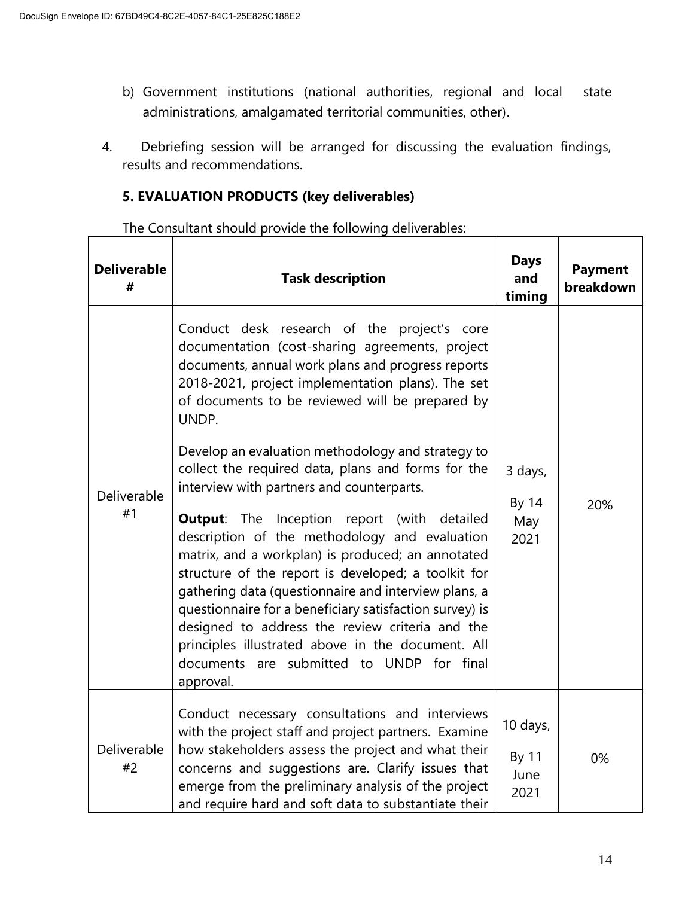b) Government institutions (national authorities, regional and local state administrations, amalgamated territorial communities, other).

4. Debriefing session will be arranged for discussing the evaluation findings, results and recommendations.

## 5. EVALUATION PRODUCTS (key deliverables)

The Consultant should provide the following deliverables:

| Deliverable # | Task description | Days and timing | Payment breakdown |
|---|---|---|---|
| Deliverable #1 | Conduct desk research of the project's core documentation (cost-sharing agreements, project documents, annual work plans and progress reports 2018-2021, project implementation plans). The set of documents to be reviewed will be prepared by UNDP.<br><br>Develop an evaluation methodology and strategy to collect the required data, plans and forms for the interview with partners and counterparts.<br><br>**Output**: The Inception report (with detailed description of the methodology and evaluation matrix, and a workplan) is produced; an annotated structure of the report is developed; a toolkit for gathering data (questionnaire and interview plans, a questionnaire for a beneficiary satisfaction survey) is designed to address the review criteria and the principles illustrated above in the document. All documents are submitted to UNDP for final approval. | 3 days,<br><br>By 14 May 2021 | 20% |
| Deliverable #2 | Conduct necessary consultations and interviews with the project staff and project partners. Examine how stakeholders assess the project and what their concerns and suggestions are. Clarify issues that emerge from the preliminary analysis of the project and require hard and soft data to substantiate their | 10 days,<br><br>By 11 June 2021 | 0% |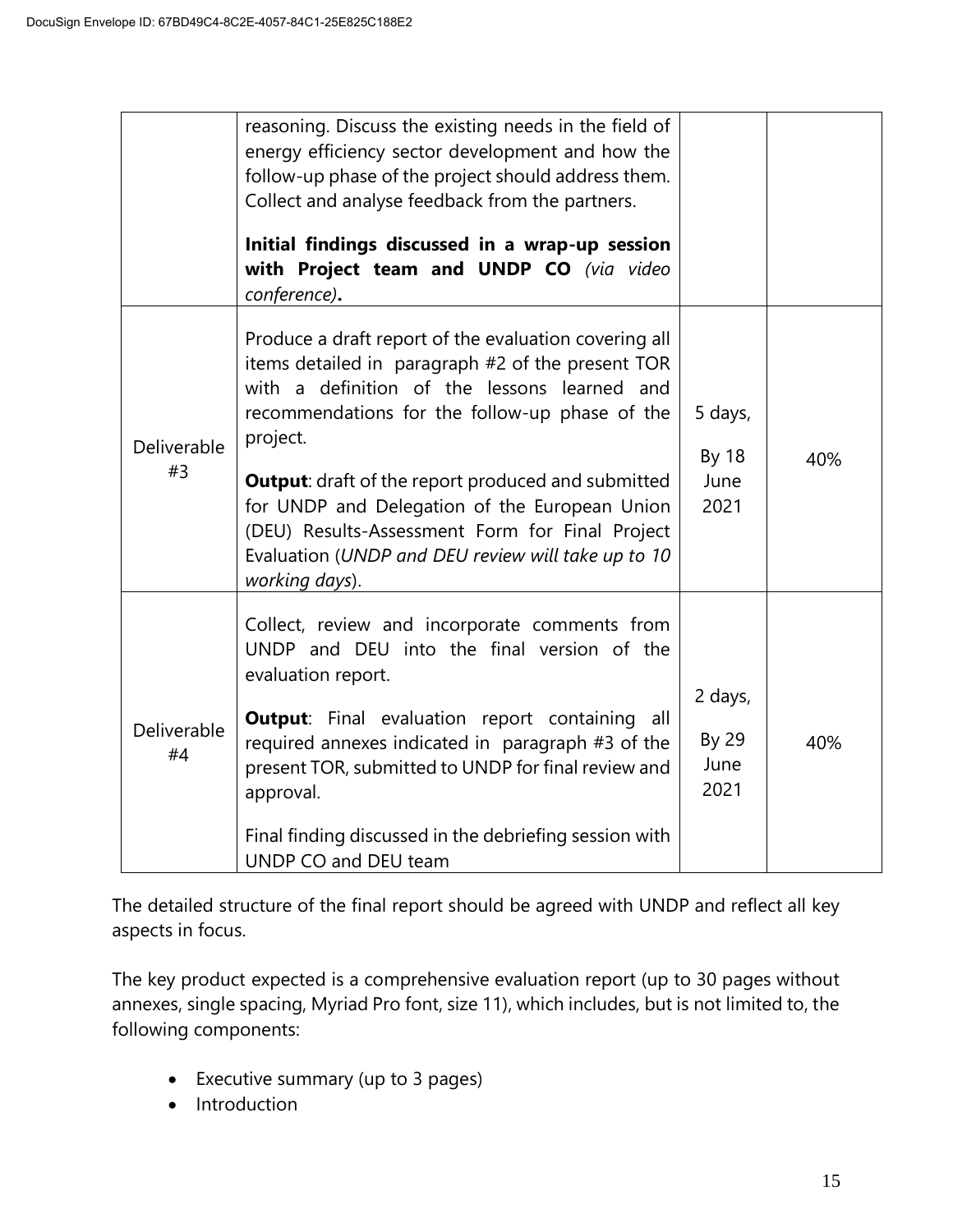| | | | |
|---|---|---|---|
| | reasoning. Discuss the existing needs in the field of energy efficiency sector development and how the follow-up phase of the project should address them. Collect and analyse feedback from the partners.<br><br>**Initial findings discussed in a wrap-up session with Project team and UNDP CO** *(via video conference)***.** | | |
| Deliverable #3 | Produce a draft report of the evaluation covering all items detailed in paragraph #2 of the present TOR with a definition of the lessons learned and recommendations for the follow-up phase of the project.<br><br>**Output**: draft of the report produced and submitted for UNDP and Delegation of the European Union (DEU) Results-Assessment Form for Final Project Evaluation (*UNDP and DEU review will take up to 10 working days*). | 5 days,<br><br>By 18 June 2021 | 40% |
| Deliverable #4 | Collect, review and incorporate comments from UNDP and DEU into the final version of the evaluation report.<br><br>**Output**: Final evaluation report containing all required annexes indicated in paragraph #3 of the present TOR, submitted to UNDP for final review and approval.<br><br>Final finding discussed in the debriefing session with UNDP CO and DEU team | 2 days,<br><br>By 29 June 2021 | 40% |

The detailed structure of the final report should be agreed with UNDP and reflect all key aspects in focus.

The key product expected is a comprehensive evaluation report (up to 30 pages without annexes, single spacing, Myriad Pro font, size 11), which includes, but is not limited to, the following components:

- Executive summary (up to 3 pages)
- Introduction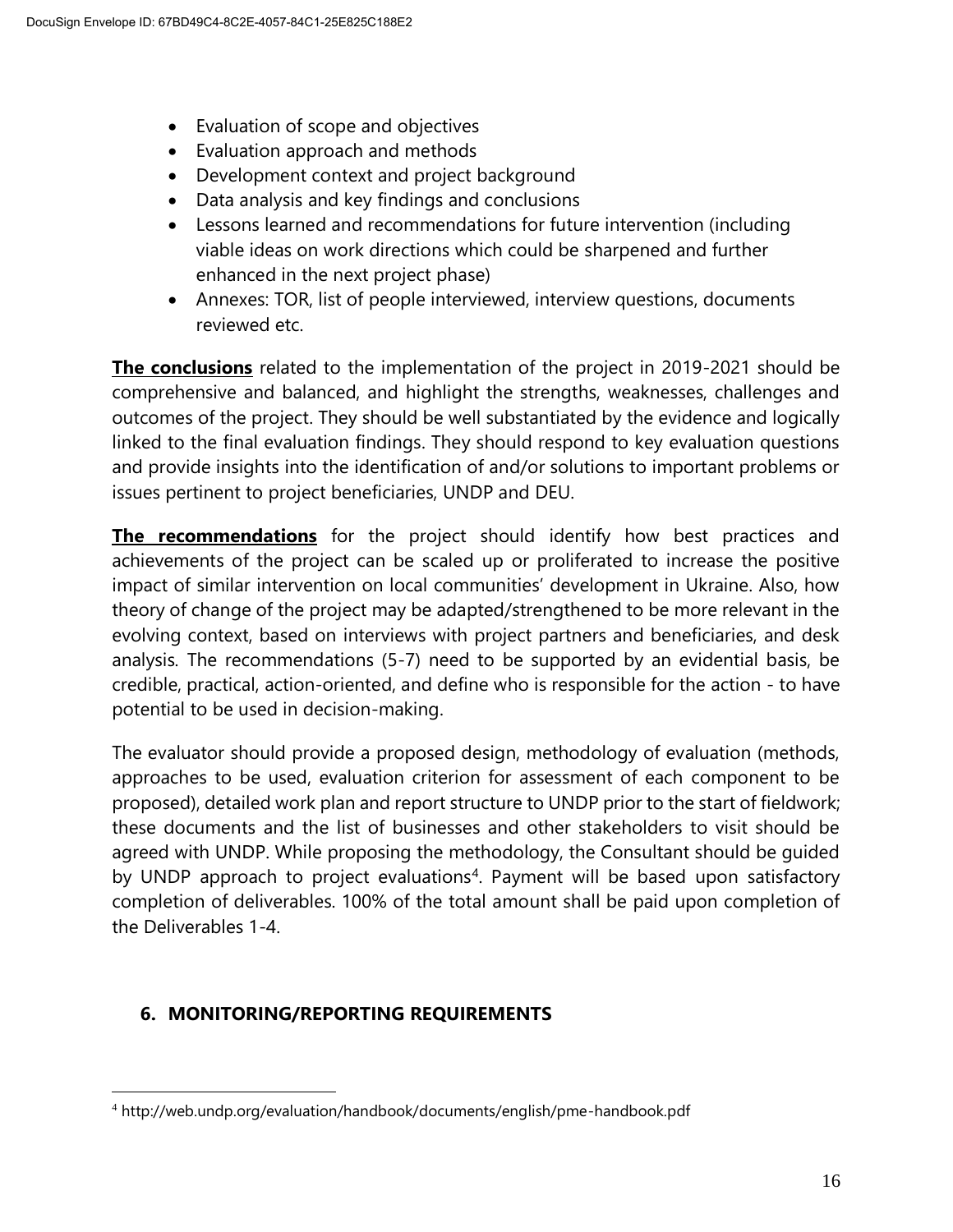- Evaluation of scope and objectives
- Evaluation approach and methods
- Development context and project background
- Data analysis and key findings and conclusions
- Lessons learned and recommendations for future intervention (including viable ideas on work directions which could be sharpened and further enhanced in the next project phase)
- Annexes: TOR, list of people interviewed, interview questions, documents reviewed etc.

**The conclusions** related to the implementation of the project in 2019-2021 should be comprehensive and balanced, and highlight the strengths, weaknesses, challenges and outcomes of the project. They should be well substantiated by the evidence and logically linked to the final evaluation findings. They should respond to key evaluation questions and provide insights into the identification of and/or solutions to important problems or issues pertinent to project beneficiaries, UNDP and DEU.

**The recommendations** for the project should identify how best practices and achievements of the project can be scaled up or proliferated to increase the positive impact of similar intervention on local communities' development in Ukraine. Also, how theory of change of the project may be adapted/strengthened to be more relevant in the evolving context, based on interviews with project partners and beneficiaries, and desk analysis. The recommendations (5-7) need to be supported by an evidential basis, be credible, practical, action-oriented, and define who is responsible for the action - to have potential to be used in decision-making.

The evaluator should provide a proposed design, methodology of evaluation (methods, approaches to be used, evaluation criterion for assessment of each component to be proposed), detailed work plan and report structure to UNDP prior to the start of fieldwork; these documents and the list of businesses and other stakeholders to visit should be agreed with UNDP. While proposing the methodology, the Consultant should be guided by UNDP approach to project evaluations[4]. Payment will be based upon satisfactory completion of deliverables. 100% of the total amount shall be paid upon completion of the Deliverables 1-4.

## 6. MONITORING/REPORTING REQUIREMENTS

[4] http://web.undp.org/evaluation/handbook/documents/english/pme-handbook.pdf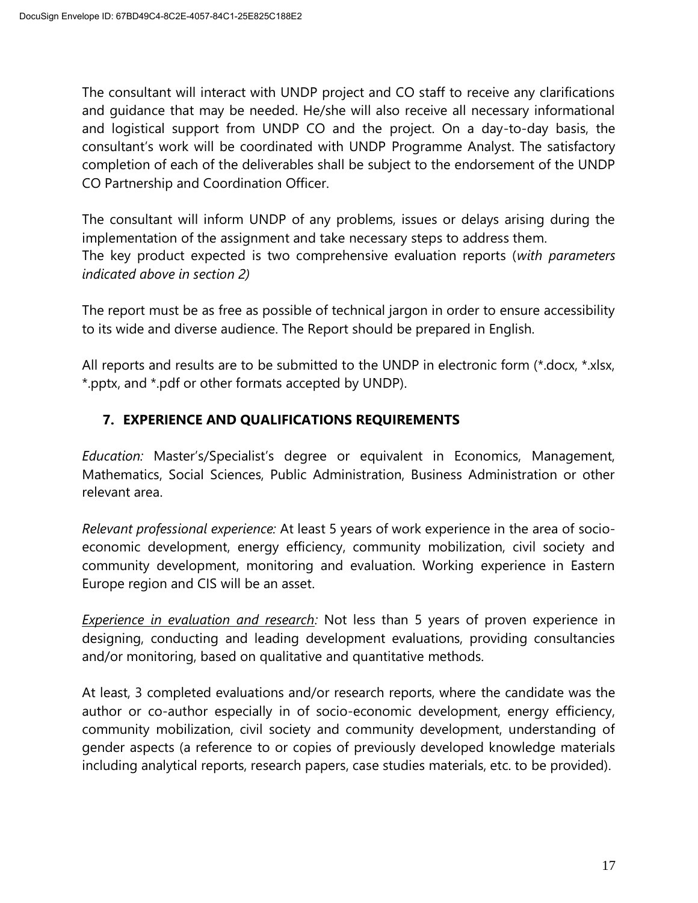The consultant will interact with UNDP project and CO staff to receive any clarifications and guidance that may be needed. He/she will also receive all necessary informational and logistical support from UNDP CO and the project. On a day-to-day basis, the consultant's work will be coordinated with UNDP Programme Analyst. The satisfactory completion of each of the deliverables shall be subject to the endorsement of the UNDP CO Partnership and Coordination Officer.

The consultant will inform UNDP of any problems, issues or delays arising during the implementation of the assignment and take necessary steps to address them.
The key product expected is two comprehensive evaluation reports (*with parameters indicated above in section 2)*

The report must be as free as possible of technical jargon in order to ensure accessibility to its wide and diverse audience. The Report should be prepared in English.

All reports and results are to be submitted to the UNDP in electronic form (*.docx, *.xlsx, *.pptx, and *.pdf or other formats accepted by UNDP).

## 7. EXPERIENCE AND QUALIFICATIONS REQUIREMENTS

*Education:* Master's/Specialist's degree or equivalent in Economics, Management, Mathematics, Social Sciences, Public Administration, Business Administration or other relevant area.

*Relevant professional experience:* At least 5 years of work experience in the area of socio-economic development, energy efficiency, community mobilization, civil society and community development, monitoring and evaluation. Working experience in Eastern Europe region and CIS will be an asset.

*Experience in evaluation and research:* Not less than 5 years of proven experience in designing, conducting and leading development evaluations, providing consultancies and/or monitoring, based on qualitative and quantitative methods.

At least, 3 completed evaluations and/or research reports, where the candidate was the author or co-author especially in of socio-economic development, energy efficiency, community mobilization, civil society and community development, understanding of gender aspects (a reference to or copies of previously developed knowledge materials including analytical reports, research papers, case studies materials, etc. to be provided).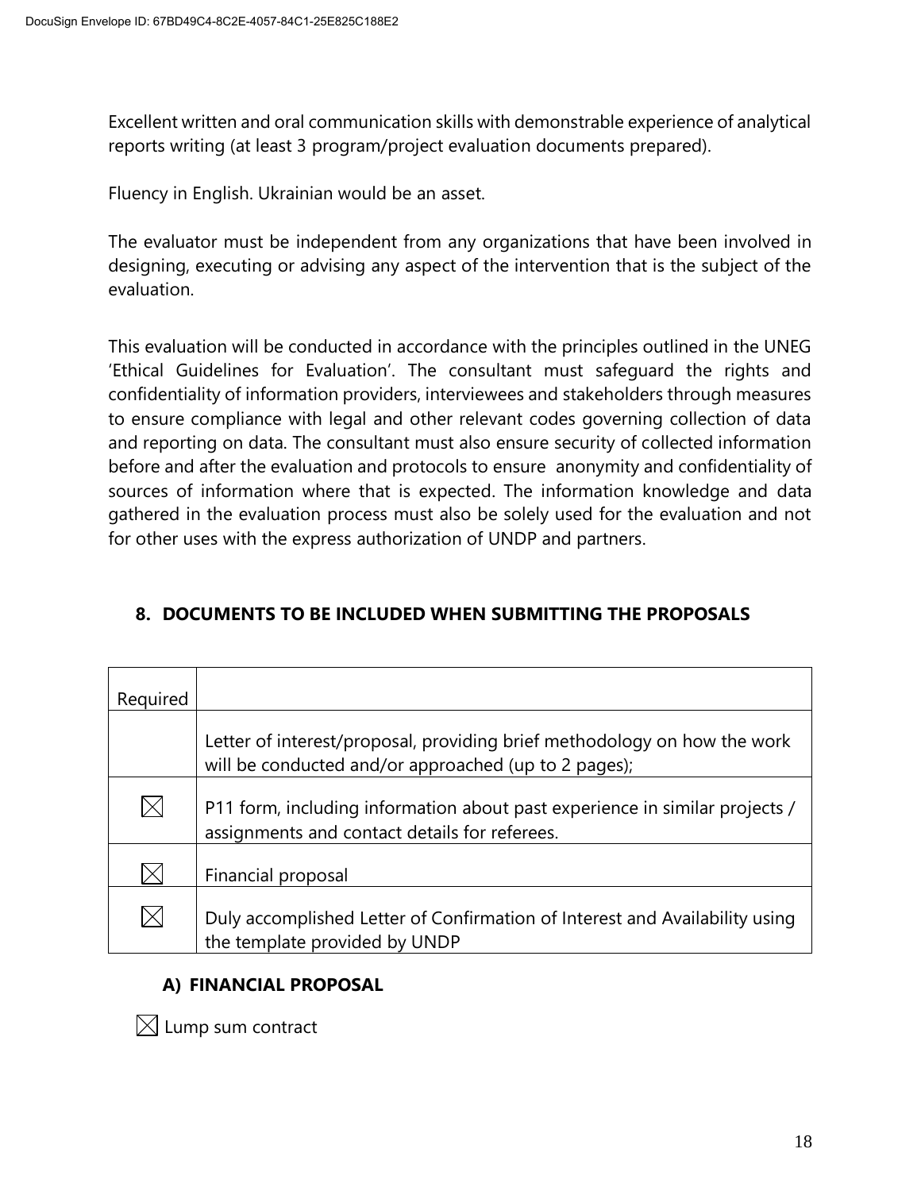Excellent written and oral communication skills with demonstrable experience of analytical reports writing (at least 3 program/project evaluation documents prepared).

Fluency in English. Ukrainian would be an asset.

The evaluator must be independent from any organizations that have been involved in designing, executing or advising any aspect of the intervention that is the subject of the evaluation.

This evaluation will be conducted in accordance with the principles outlined in the UNEG 'Ethical Guidelines for Evaluation'. The consultant must safeguard the rights and confidentiality of information providers, interviewees and stakeholders through measures to ensure compliance with legal and other relevant codes governing collection of data and reporting on data. The consultant must also ensure security of collected information before and after the evaluation and protocols to ensure anonymity and confidentiality of sources of information where that is expected. The information knowledge and data gathered in the evaluation process must also be solely used for the evaluation and not for other uses with the express authorization of UNDP and partners.

## 8. DOCUMENTS TO BE INCLUDED WHEN SUBMITTING THE PROPOSALS

| Required | |
|---|---|
| | Letter of interest/proposal, providing brief methodology on how the work will be conducted and/or approached (up to 2 pages); |
| ☒ | P11 form, including information about past experience in similar projects / assignments and contact details for referees. |
| ☒ | Financial proposal |
| ☒ | Duly accomplished Letter of Confirmation of Interest and Availability using the template provided by UNDP |

### A) FINANCIAL PROPOSAL

☒ Lump sum contract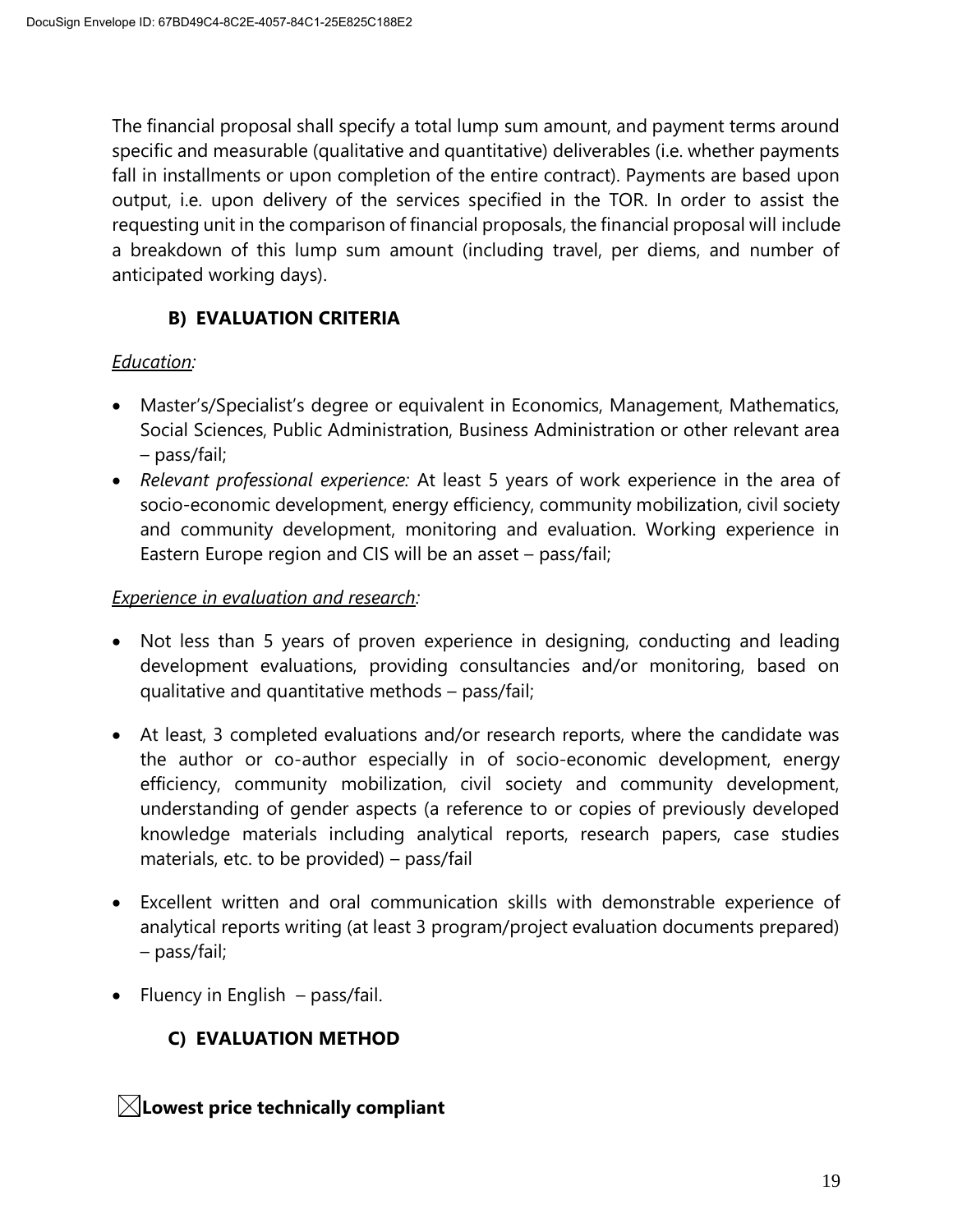The financial proposal shall specify a total lump sum amount, and payment terms around specific and measurable (qualitative and quantitative) deliverables (i.e. whether payments fall in installments or upon completion of the entire contract). Payments are based upon output, i.e. upon delivery of the services specified in the TOR. In order to assist the requesting unit in the comparison of financial proposals, the financial proposal will include a breakdown of this lump sum amount (including travel, per diems, and number of anticipated working days).

### B) EVALUATION CRITERIA

*Education:*

- Master's/Specialist's degree or equivalent in Economics, Management, Mathematics, Social Sciences, Public Administration, Business Administration or other relevant area – pass/fail;
- *Relevant professional experience:* At least 5 years of work experience in the area of socio-economic development, energy efficiency, community mobilization, civil society and community development, monitoring and evaluation. Working experience in Eastern Europe region and CIS will be an asset – pass/fail;

*Experience in evaluation and research:*

- Not less than 5 years of proven experience in designing, conducting and leading development evaluations, providing consultancies and/or monitoring, based on qualitative and quantitative methods – pass/fail;

- At least, 3 completed evaluations and/or research reports, where the candidate was the author or co-author especially in of socio-economic development, energy efficiency, community mobilization, civil society and community development, understanding of gender aspects (a reference to or copies of previously developed knowledge materials including analytical reports, research papers, case studies materials, etc. to be provided) – pass/fail

- Excellent written and oral communication skills with demonstrable experience of analytical reports writing (at least 3 program/project evaluation documents prepared) – pass/fail;

- Fluency in English – pass/fail.

### C) EVALUATION METHOD

☒ **Lowest price technically compliant**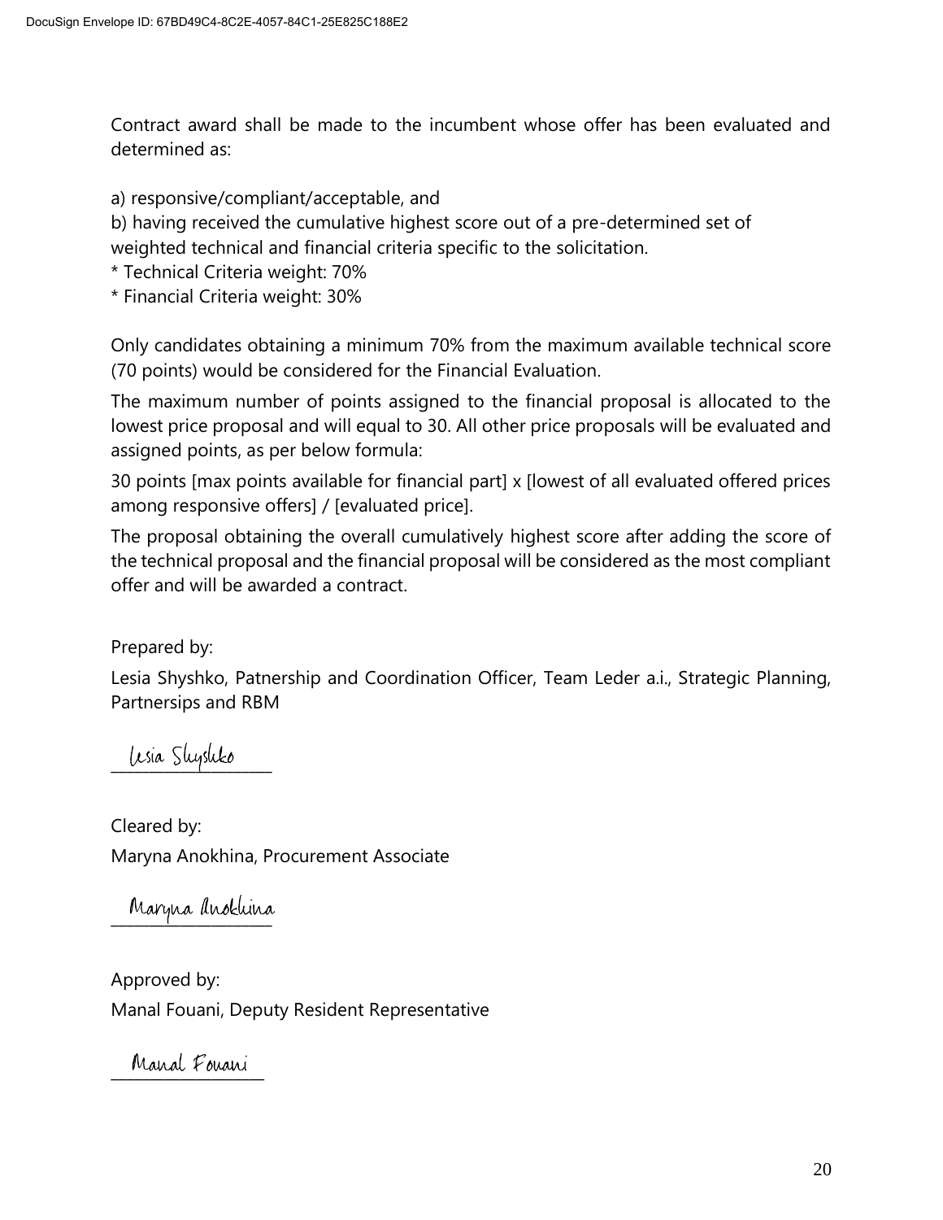Contract award shall be made to the incumbent whose offer has been evaluated and determined as:

a) responsive/compliant/acceptable, and
b) having received the cumulative highest score out of a pre-determined set of weighted technical and financial criteria specific to the solicitation.
* Technical Criteria weight: 70%
* Financial Criteria weight: 30%

Only candidates obtaining a minimum 70% from the maximum available technical score (70 points) would be considered for the Financial Evaluation.

The maximum number of points assigned to the financial proposal is allocated to the lowest price proposal and will equal to 30. All other price proposals will be evaluated and assigned points, as per below formula:

30 points [max points available for financial part] x [lowest of all evaluated offered prices among responsive offers] / [evaluated price].

The proposal obtaining the overall cumulatively highest score after adding the score of the technical proposal and the financial proposal will be considered as the most compliant offer and will be awarded a contract.

Prepared by:

Lesia Shyshko, Patnership and Coordination Officer, Team Leder a.i., Strategic Planning, Partnersips and RBM

Lesia Shyshko
______________________

Cleared by:

Maryna Anokhina, Procurement Associate

Maryna Anokhina
______________________

Approved by:

Manal Fouani, Deputy Resident Representative

Manal Fouani
______________________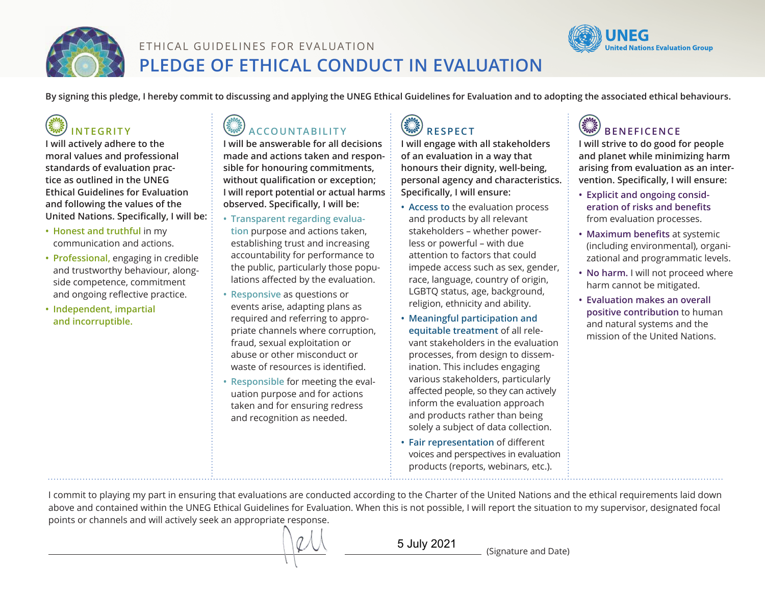ETHICAL GUIDELINES FOR EVALUATION

# PLEDGE OF ETHICAL CONDUCT IN EVALUATION

UNEG United Nations Evaluation Group

**By signing this pledge, I hereby commit to discussing and applying the UNEG Ethical Guidelines for Evaluation and to adopting the associated ethical behaviours.**

## INTEGRITY

**I will actively adhere to the moral values and professional standards of evaluation practice as outlined in the UNEG Ethical Guidelines for Evaluation and following the values of the United Nations. Specifically, I will be:**

- **Honest and truthful** in my communication and actions.
- **Professional,** engaging in credible and trustworthy behaviour, alongside competence, commitment and ongoing reflective practice.
- **Independent, impartial and incorruptible.**

## ACCOUNTABILITY

**I will be answerable for all decisions made and actions taken and responsible for honouring commitments, without qualification or exception; I will report potential or actual harms observed. Specifically, I will be:**

- **Transparent regarding evaluation** purpose and actions taken, establishing trust and increasing accountability for performance to the public, particularly those populations affected by the evaluation.
- **Responsive** as questions or events arise, adapting plans as required and referring to appropriate channels where corruption, fraud, sexual exploitation or abuse or other misconduct or waste of resources is identified.
- **Responsible** for meeting the evaluation purpose and for actions taken and for ensuring redress and recognition as needed.

## RESPECT

**I will engage with all stakeholders of an evaluation in a way that honours their dignity, well-being, personal agency and characteristics. Specifically, I will ensure:**

- **Access to** the evaluation process and products by all relevant stakeholders – whether powerless or powerful – with due attention to factors that could impede access such as sex, gender, race, language, country of origin, LGBTQ status, age, background, religion, ethnicity and ability.
- **Meaningful participation and equitable treatment** of all relevant stakeholders in the evaluation processes, from design to dissemination. This includes engaging various stakeholders, particularly affected people, so they can actively inform the evaluation approach and products rather than being solely a subject of data collection.
- **Fair representation** of different voices and perspectives in evaluation products (reports, webinars, etc.).

## BENEFICENCE

**I will strive to do good for people and planet while minimizing harm arising from evaluation as an intervention. Specifically, I will ensure:**

- **Explicit and ongoing consideration of risks and benefits** from evaluation processes.
- **Maximum benefits** at systemic (including environmental), organizational and programmatic levels.
- **No harm.** I will not proceed where harm cannot be mitigated.
- **Evaluation makes an overall positive contribution** to human and natural systems and the mission of the United Nations.

I commit to playing my part in ensuring that evaluations are conducted according to the Charter of the United Nations and the ethical requirements laid down above and contained within the UNEG Ethical Guidelines for Evaluation. When this is not possible, I will report the situation to my supervisor, designated focal points or channels and will actively seek an appropriate response.

[signature] 5 July 2021 (Signature and Date)